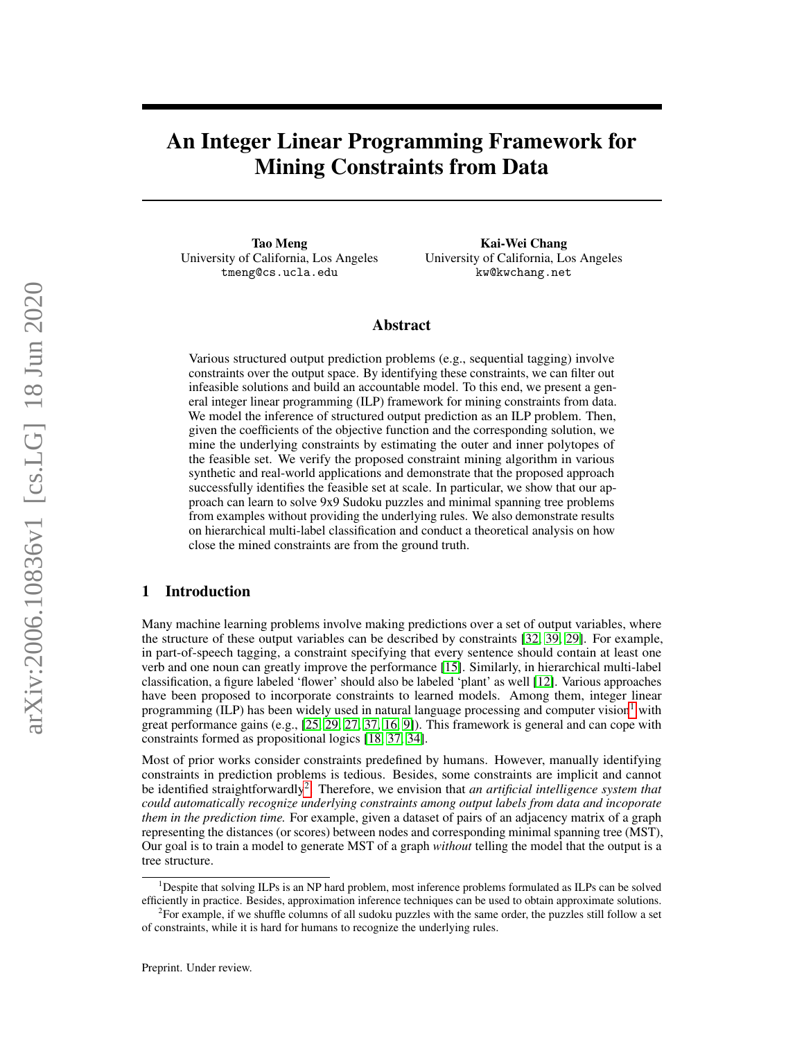# An Integer Linear Programming Framework for Mining Constraints from Data

**Tao Meng**
University of California, Los Angeles
tmeng@cs.ucla.edu

**Kai-Wei Chang**
University of California, Los Angeles
kw@kwchang.net

## Abstract

Various structured output prediction problems (e.g., sequential tagging) involve constraints over the output space. By identifying these constraints, we can filter out infeasible solutions and build an accountable model. To this end, we present a general integer linear programming (ILP) framework for mining constraints from data. We model the inference of structured output prediction as an ILP problem. Then, given the coefficients of the objective function and the corresponding solution, we mine the underlying constraints by estimating the outer and inner polytopes of the feasible set. We verify the proposed constraint mining algorithm in various synthetic and real-world applications and demonstrate that the proposed approach successfully identifies the feasible set at scale. In particular, we show that our approach can learn to solve 9x9 Sudoku puzzles and minimal spanning tree problems from examples without providing the underlying rules. We also demonstrate results on hierarchical multi-label classification and conduct a theoretical analysis on how close the mined constraints are from the ground truth.

## 1 Introduction

Many machine learning problems involve making predictions over a set of output variables, where the structure of these output variables can be described by constraints [32, 39, 29]. For example, in part-of-speech tagging, a constraint specifying that every sentence should contain at least one verb and one noun can greatly improve the performance [15]. Similarly, in hierarchical multi-label classification, a figure labeled 'flower' should also be labeled 'plant' as well [12]. Various approaches have been proposed to incorporate constraints to learned models. Among them, integer linear programming (ILP) has been widely used in natural language processing and computer vision[1] with great performance gains (e.g., [25, 29, 27, 37, 16, 9]). This framework is general and can cope with constraints formed as propositional logics [18, 37, 34].

Most of prior works consider constraints predefined by humans. However, manually identifying constraints in prediction problems is tedious. Besides, some constraints are implicit and cannot be identified straightforwardly[2]. Therefore, we envision that *an artificial intelligence system that could automatically recognize underlying constraints among output labels from data and incoporate them in the prediction time.* For example, given a dataset of pairs of an adjacency matrix of a graph representing the distances (or scores) between nodes and corresponding minimal spanning tree (MST), Our goal is to train a model to generate MST of a graph *without* telling the model that the output is a tree structure.

[1] Despite that solving ILPs is an NP hard problem, most inference problems formulated as ILPs can be solved efficiently in practice. Besides, approximation inference techniques can be used to obtain approximate solutions.

[2] For example, if we shuffle columns of all sudoku puzzles with the same order, the puzzles still follow a set of constraints, while it is hard for humans to recognize the underlying rules.

Preprint. Under review.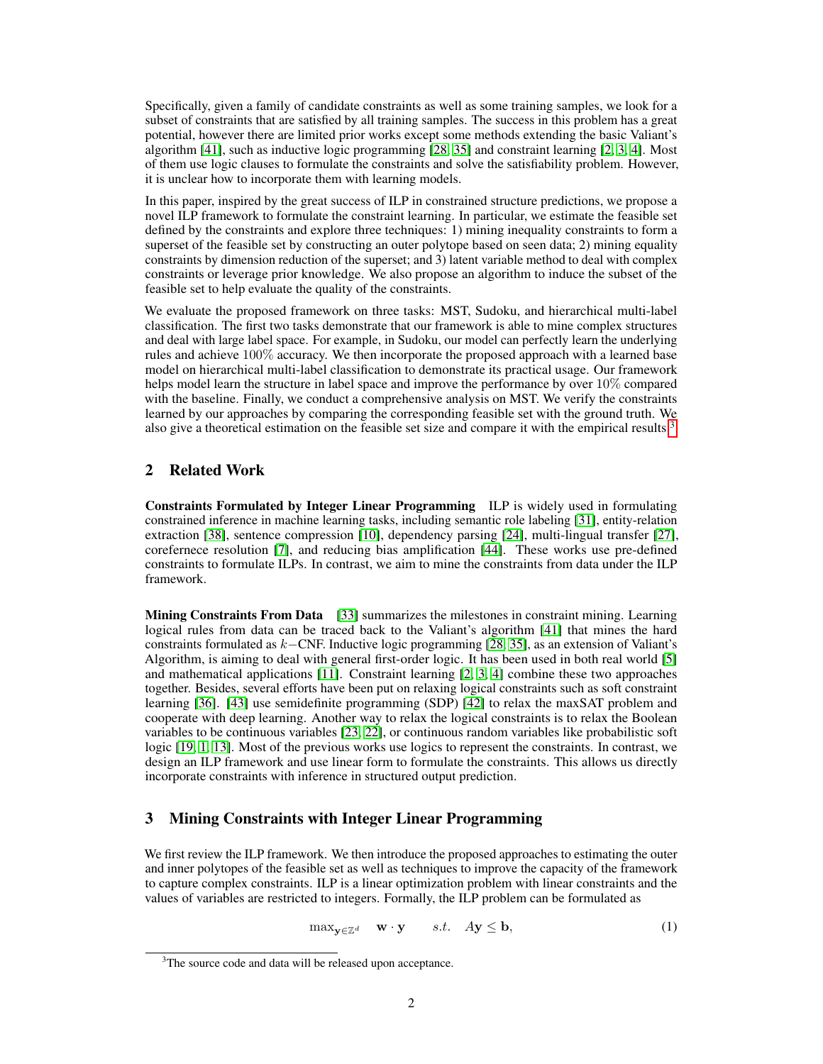Specifically, given a family of candidate constraints as well as some training samples, we look for a subset of constraints that are satisfied by all training samples. The success in this problem has a great potential, however there are limited prior works except some methods extending the basic Valiant's algorithm [41], such as inductive logic programming [28, 35] and constraint learning [2, 3, 4]. Most of them use logic clauses to formulate the constraints and solve the satisfiability problem. However, it is unclear how to incorporate them with learning models.

In this paper, inspired by the great success of ILP in constrained structure predictions, we propose a novel ILP framework to formulate the constraint learning. In particular, we estimate the feasible set defined by the constraints and explore three techniques: 1) mining inequality constraints to form a superset of the feasible set by constructing an outer polytope based on seen data; 2) mining equality constraints by dimension reduction of the superset; and 3) latent variable method to deal with complex constraints or leverage prior knowledge. We also propose an algorithm to induce the subset of the feasible set to help evaluate the quality of the constraints.

We evaluate the proposed framework on three tasks: MST, Sudoku, and hierarchical multi-label classification. The first two tasks demonstrate that our framework is able to mine complex structures and deal with large label space. For example, in Sudoku, our model can perfectly learn the underlying rules and achieve $100\%$ accuracy. We then incorporate the proposed approach with a learned base model on hierarchical multi-label classification to demonstrate its practical usage. Our framework helps model learn the structure in label space and improve the performance by over $10\%$ compared with the baseline. Finally, we conduct a comprehensive analysis on MST. We verify the constraints learned by our approaches by comparing the corresponding feasible set with the ground truth. We also give a theoretical estimation on the feasible set size and compare it with the empirical results.[3]

## 2 Related Work

**Constraints Formulated by Integer Linear Programming** ILP is widely used in formulating constrained inference in machine learning tasks, including semantic role labeling [31], entity-relation extraction [38], sentence compression [10], dependency parsing [24], multi-lingual transfer [27], corefernece resolution [7], and reducing bias amplification [44]. These works use pre-defined constraints to formulate ILPs. In contrast, we aim to mine the constraints from data under the ILP framework.

**Mining Constraints From Data** [33] summarizes the milestones in constraint mining. Learning logical rules from data can be traced back to the Valiant's algorithm [41] that mines the hard constraints formulated as $k-$CNF. Inductive logic programming [28, 35], as an extension of Valiant's Algorithm, is aiming to deal with general first-order logic. It has been used in both real world [5] and mathematical applications [11]. Constraint learning [2, 3, 4] combine these two approaches together. Besides, several efforts have been put on relaxing logical constraints such as soft constraint learning [36]. [43] use semidefinite programming (SDP) [42] to relax the maxSAT problem and cooperate with deep learning. Another way to relax the logical constraints is to relax the Boolean variables to be continuous variables [23, 22], or continuous random variables like probabilistic soft logic [19, 1, 13]. Most of the previous works use logics to represent the constraints. In contrast, we design an ILP framework and use linear form to formulate the constraints. This allows us directly incorporate constraints with inference in structured output prediction.

## 3 Mining Constraints with Integer Linear Programming

We first review the ILP framework. We then introduce the proposed approaches to estimating the outer and inner polytopes of the feasible set as well as techniques to improve the capacity of the framework to capture complex constraints. ILP is a linear optimization problem with linear constraints and the values of variables are restricted to integers. Formally, the ILP problem can be formulated as

$$\max_{\mathbf{y}\in\mathbb{Z}^d} \quad \mathbf{w}\cdot\mathbf{y} \qquad s.t. \quad A\mathbf{y}\leq\mathbf{b}, \tag{1}$$

[3] The source code and data will be released upon acceptance.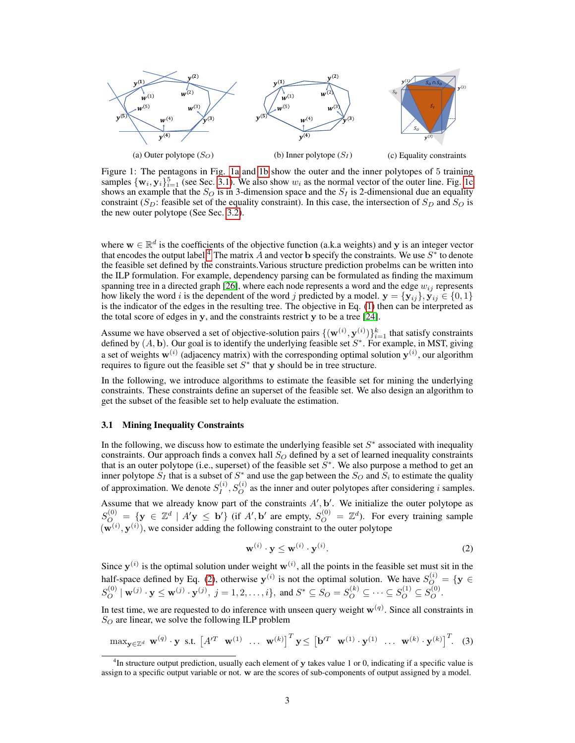(a) Outer polytope ($S_O$) (b) Inner polytope ($S_I$) (c) Equality constraints

Figure 1: The pentagons in Fig. 1a and 1b show the outer and the inner polytopes of 5 training samples $\{\mathbf{w}_i, \mathbf{y}_i\}_{i=1}^5$ (see Sec. 3.1). We also show $w_i$ as the normal vector of the outer line. Fig. 1c shows an example that the $S_O$ is in 3-dimension space and the $S_I$ is 2-dimensional due an equality constraint ($S_D$: feasible set of the equality constraint). In this case, the intersection of $S_D$ and $S_O$ is the new outer polytope (See Sec. 3.2).

where $\mathbf{w} \in \mathbb{R}^d$ is the coefficients of the objective function (a.k.a weights) and $\mathbf{y}$ is an integer vector that encodes the output label.[4] The matrix $A$ and vector $\mathbf{b}$ specify the constraints. We use $S^*$ to denote the feasible set defined by the constraints. Various structure prediction probelms can be written into the ILP formulation. For example, dependency parsing can be formulated as finding the maximum spanning tree in a directed graph [26], where each node represents a word and the edge $w_{ij}$ represents how likely the word $i$ is the dependent of the word $j$ predicted by a model. $\mathbf{y} = \{\mathbf{y}_{ij}\}, \mathbf{y}_{ij} \in \{0, 1\}$ is the indicator of the edges in the resulting tree. The objective in Eq. (1) then can be interpreted as the total score of edges in $\mathbf{y}$, and the constraints restrict $\mathbf{y}$ to be a tree [24].

Assume we have observed a set of objective-solution pairs $\{(\mathbf{w}^{(i)}, \mathbf{y}^{(i)})\}_{i=1}^k$ that satisfy constraints defined by $(A, \mathbf{b})$. Our goal is to identify the underlying feasible set $S^*$. For example, in MST, giving a set of weights $\mathbf{w}^{(i)}$ (adjacency matrix) with the corresponding optimal solution $\mathbf{y}^{(i)}$, our algorithm requires to figure out the feasible set $S^*$ that $\mathbf{y}$ should be in tree structure.

In the following, we introduce algorithms to estimate the feasible set for mining the underlying constraints. These constraints define an superset of the feasible set. We also design an algorithm to get the subset of the feasible set to help evaluate the estimation.

### 3.1 Mining Inequality Constraints

In the following, we discuss how to estimate the underlying feasible set $S^*$ associated with inequality constraints. Our approach finds a convex hall $S_O$ defined by a set of learned inequality constraints that is an outer polytope (i.e., superset) of the feasible set $S^*$. We also purpose a method to get an inner polytope $S_I$ that is a subset of $S^*$ and use the gap between the $S_O$ and $S_i$ to estimate the quality of approximation. We denote $S_I^{(i)}, S_O^{(i)}$ as the inner and outer polytopes after considering $i$ samples.

Assume that we already know part of the constraints $A', \mathbf{b}'$. We initialize the outer polytope as $S_O^{(0)} = \{\mathbf{y} \in \mathbb{Z}^d \mid A'\mathbf{y} \leq \mathbf{b}'\}$ (if $A', \mathbf{b}'$ are empty, $S_O^{(0)} = \mathbb{Z}^d$). For every training sample $(\mathbf{w}^{(i)}, \mathbf{y}^{(i)})$, we consider adding the following constraint to the outer polytope

$$\mathbf{w}^{(i)} \cdot \mathbf{y} \leq \mathbf{w}^{(i)} \cdot \mathbf{y}^{(i)}. \tag{2}$$

Since $\mathbf{y}^{(i)}$ is the optimal solution under weight $\mathbf{w}^{(i)}$, all the points in the feasible set must sit in the half-space defined by Eq. (2), otherwise $\mathbf{y}^{(i)}$ is not the optimal solution. We have $S_O^{(i)} = \{\mathbf{y} \in S_O^{(0)} \mid \mathbf{w}^{(j)} \cdot \mathbf{y} \leq \mathbf{w}^{(j)} \cdot \mathbf{y}^{(j)},\ j = 1, 2, \ldots, i\}$, and $S^* \subseteq S_O = S_O^{(k)} \subseteq \cdots \subseteq S_O^{(1)} \subseteq S_O^{(0)}$.

In test time, we are requested to do inference with unseen query weight $\mathbf{w}^{(q)}$. Since all constraints in $S_O$ are linear, we solve the following ILP problem

$$\max_{\mathbf{y} \in \mathbb{Z}^d} \mathbf{w}^{(q)} \cdot \mathbf{y} \ \text{ s.t. } \begin{bmatrix} A'^T & \mathbf{w}^{(1)} & \ldots & \mathbf{w}^{(k)} \end{bmatrix}^T \mathbf{y} \leq \begin{bmatrix} \mathbf{b}'^T & \mathbf{w}^{(1)} \cdot \mathbf{y}^{(1)} & \ldots & \mathbf{w}^{(k)} \cdot \mathbf{y}^{(k)} \end{bmatrix}^T. \tag{3}$$

[4] In structure output prediction, usually each element of $\mathbf{y}$ takes value 1 or 0, indicating if a specific value is assign to a specific output variable or not. $\mathbf{w}$ are the scores of sub-components of output assigned by a model.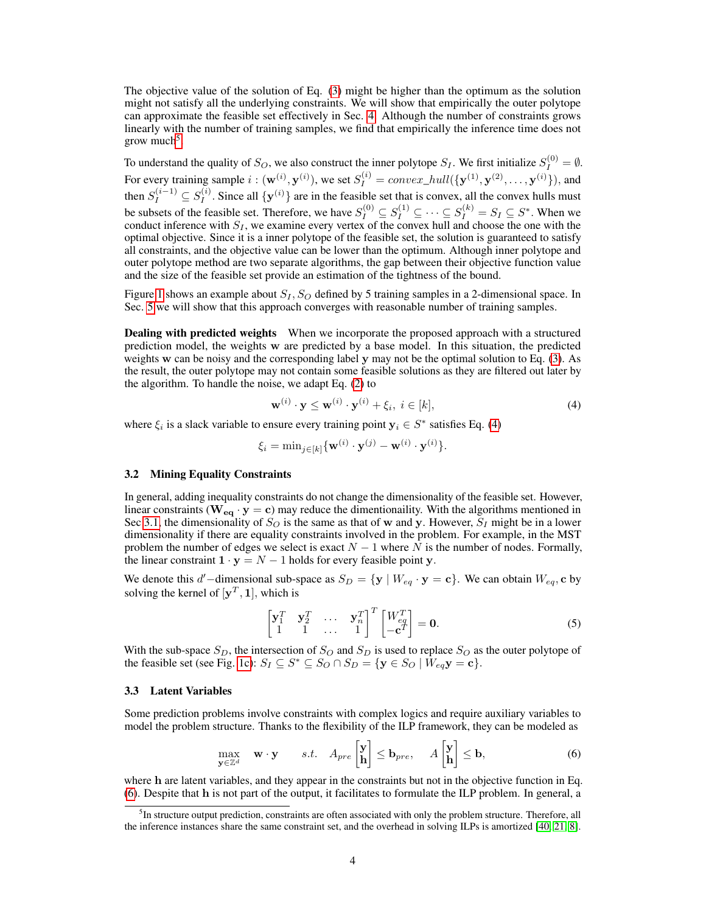The objective value of the solution of Eq. (3) might be higher than the optimum as the solution might not satisfy all the underlying constraints. We will show that empirically the outer polytope can approximate the feasible set effectively in Sec. 4. Although the number of constraints grows linearly with the number of training samples, we find that empirically the inference time does not grow much[5].

To understand the quality of $S_O$, we also construct the inner polytope $S_I$. We first initialize $S_I^{(0)} = \emptyset$. For every training sample $i : (\mathbf{w}^{(i)}, \mathbf{y}^{(i)})$, we set $S_I^{(i)} = convex\_hull(\{\mathbf{y}^{(1)}, \mathbf{y}^{(2)}, \ldots, \mathbf{y}^{(i)}\})$, and then $S_I^{(i-1)} \subseteq S_I^{(i)}$. Since all $\{\mathbf{y}^{(i)}\}$ are in the feasible set that is convex, all the convex hulls must be subsets of the feasible set. Therefore, we have $S_I^{(0)} \subseteq S_I^{(1)} \subseteq \cdots \subseteq S_I^{(k)} = S_I \subseteq S^*$. When we conduct inference with $S_I$, we examine every vertex of the convex hull and choose the one with the optimal objective. Since it is a inner polytope of the feasible set, the solution is guaranteed to satisfy all constraints, and the objective value can be lower than the optimum. Although inner polytope and outer polytope method are two separate algorithms, the gap between their objective function value and the size of the feasible set provide an estimation of the tightness of the bound.

Figure 1 shows an example about $S_I, S_O$ defined by 5 training samples in a 2-dimensional space. In Sec. 5 we will show that this approach converges with reasonable number of training samples.

**Dealing with predicted weights** When we incorporate the proposed approach with a structured prediction model, the weights $\mathbf{w}$ are predicted by a base model. In this situation, the predicted weights $\mathbf{w}$ can be noisy and the corresponding label $\mathbf{y}$ may not be the optimal solution to Eq. (3). As the result, the outer polytope may not contain some feasible solutions as they are filtered out later by the algorithm. To handle the noise, we adapt Eq. (2) to

$$\mathbf{w}^{(i)} \cdot \mathbf{y} \leq \mathbf{w}^{(i)} \cdot \mathbf{y}^{(i)} + \xi_i,\ i \in [k], \tag{4}$$

where $\xi_i$ is a slack variable to ensure every training point $\mathbf{y}_i \in S^*$ satisfies Eq. (4)

$$\xi_i = \min_{j \in [k]} \{\mathbf{w}^{(i)} \cdot \mathbf{y}^{(j)} - \mathbf{w}^{(i)} \cdot \mathbf{y}^{(i)}\}.$$

### 3.2 Mining Equality Constraints

In general, adding inequality constraints do not change the dimensionality of the feasible set. However, linear constraints ($\mathbf{W_{eq}} \cdot \mathbf{y} = \mathbf{c}$) may reduce the dimentionaility. With the algorithms mentioned in Sec 3.1, the dimensionality of $S_O$ is the same as that of $\mathbf{w}$ and $\mathbf{y}$. However, $S_I$ might be in a lower dimensionality if there are equality constraints involved in the problem. For example, in the MST problem the number of edges we select is exact $N-1$ where $N$ is the number of nodes. Formally, the linear constraint $\mathbf{1} \cdot \mathbf{y} = N - 1$ holds for every feasible point $\mathbf{y}$.

We denote this $d'$−dimensional sub-space as $S_D = \{\mathbf{y} \mid W_{eq} \cdot \mathbf{y} = \mathbf{c}\}$. We can obtain $W_{eq}, \mathbf{c}$ by solving the kernel of $[\mathbf{y}^T, \mathbf{1}]$, which is

$$\begin{bmatrix} \mathbf{y}_1^T & \mathbf{y}_2^T & \ldots & \mathbf{y}_n^T \\ 1 & 1 & \ldots & 1 \end{bmatrix}^T \begin{bmatrix} W_{eq}^T \\ -\mathbf{c}^T \end{bmatrix} = \mathbf{0}. \tag{5}$$

With the sub-space $S_D$, the intersection of $S_O$ and $S_D$ is used to replace $S_O$ as the outer polytope of the feasible set (see Fig. 1c): $S_I \subseteq S^* \subseteq S_O \cap S_D = \{\mathbf{y} \in S_O \mid W_{eq}\mathbf{y} = \mathbf{c}\}$.

### 3.3 Latent Variables

Some prediction problems involve constraints with complex logics and require auxiliary variables to model the problem structure. Thanks to the flexibility of the ILP framework, they can be modeled as

$$\max_{\mathbf{y} \in \mathbb{Z}^d} \quad \mathbf{w} \cdot \mathbf{y} \qquad s.t. \quad A_{pre} \begin{bmatrix} \mathbf{y} \\ \mathbf{h} \end{bmatrix} \leq \mathbf{b}_{pre}, \quad A \begin{bmatrix} \mathbf{y} \\ \mathbf{h} \end{bmatrix} \leq \mathbf{b}, \tag{6}$$

where $\mathbf{h}$ are latent variables, and they appear in the constraints but not in the objective function in Eq. (6). Despite that $\mathbf{h}$ is not part of the output, it facilitates to formulate the ILP problem. In general, a

[5] In structure output prediction, constraints are often associated with only the problem structure. Therefore, all the inference instances share the same constraint set, and the overhead in solving ILPs is amortized [40, 21, 8].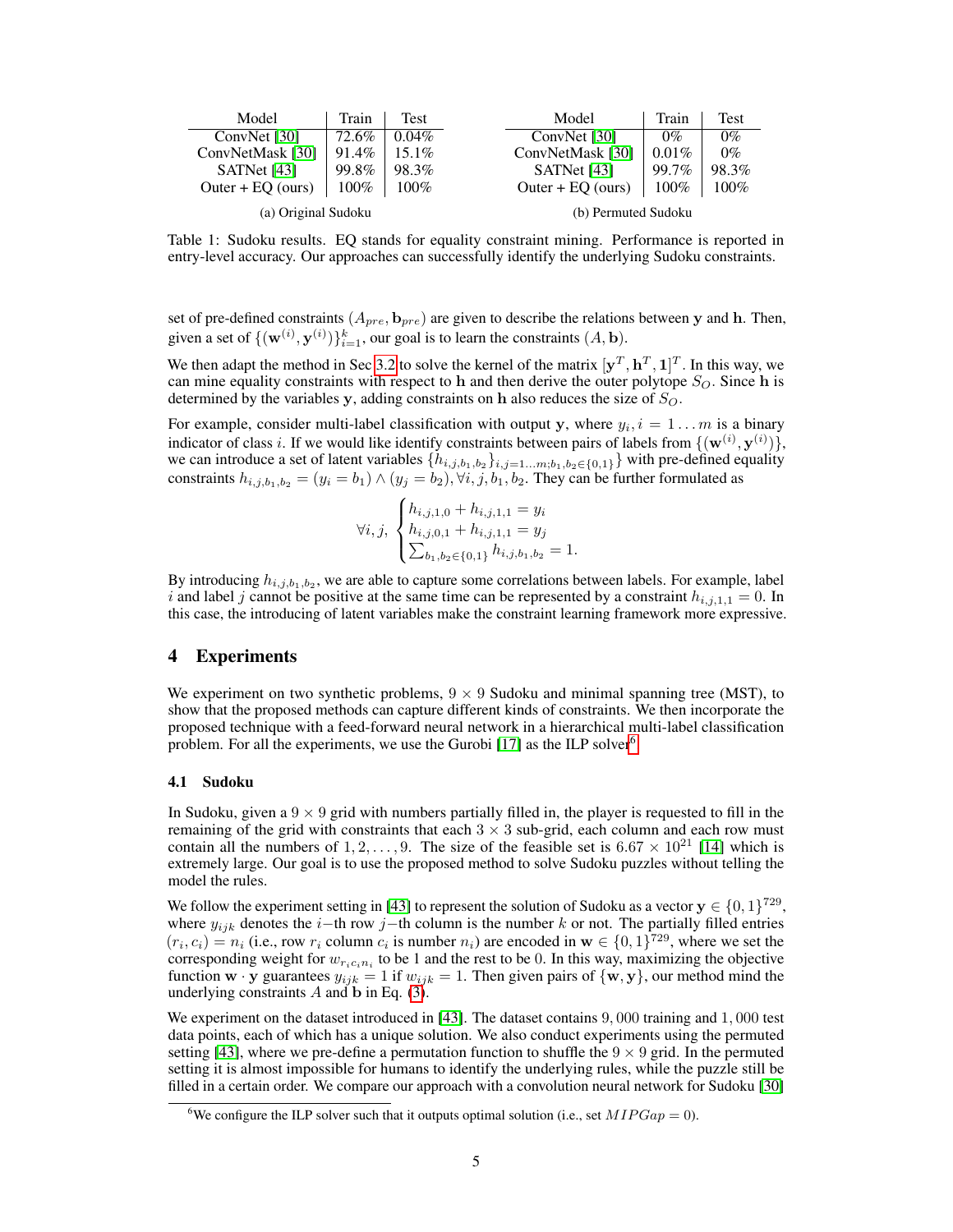| Model | Train | Test |
|---|---|---|
| ConvNet [30] | 72.6% | 0.04% |
| ConvNetMask [30] | 91.4% | 15.1% |
| SATNet [43] | 99.8% | 98.3% |
| Outer + EQ (ours) | 100% | 100% |

(a) Original Sudoku

| Model | Train | Test |
|---|---|---|
| ConvNet [30] | 0% | 0% |
| ConvNetMask [30] | 0.01% | 0% |
| SATNet [43] | 99.7% | 98.3% |
| Outer + EQ (ours) | 100% | 100% |

(b) Permuted Sudoku

Table 1: Sudoku results. EQ stands for equality constraint mining. Performance is reported in entry-level accuracy. Our approaches can successfully identify the underlying Sudoku constraints.

set of pre-defined constraints $(A_{pre}, \mathbf{b}_{pre})$ are given to describe the relations between $\mathbf{y}$ and $\mathbf{h}$. Then, given a set of $\{(\mathbf{w}^{(i)}, \mathbf{y}^{(i)})\}_{i=1}^{k}$, our goal is to learn the constraints $(A, \mathbf{b})$.

We then adapt the method in Sec 3.2 to solve the kernel of the matrix $[\mathbf{y}^T, \mathbf{h}^T, \mathbf{1}]^T$. In this way, we can mine equality constraints with respect to $\mathbf{h}$ and then derive the outer polytope $S_O$. Since $\mathbf{h}$ is determined by the variables $\mathbf{y}$, adding constraints on $\mathbf{h}$ also reduces the size of $S_O$.

For example, consider multi-label classification with output $\mathbf{y}$, where $y_i, i = 1 \dots m$ is a binary indicator of class $i$. If we would like identify constraints between pairs of labels from $\{(\mathbf{w}^{(i)}, \mathbf{y}^{(i)})\}$, we can introduce a set of latent variables $\{h_{i,j,b_1,b_2}\}_{i,j=1 \dots m; b_1,b_2 \in \{0,1\}}\}$ with pre-defined equality constraints $h_{i,j,b_1,b_2} = (y_i = b_1) \wedge (y_j = b_2), \forall i, j, b_1, b_2$. They can be further formulated as

$$
\forall i, j, \begin{cases} h_{i,j,1,0} + h_{i,j,1,1} = y_i \\ h_{i,j,0,1} + h_{i,j,1,1} = y_j \\ \sum_{b_1, b_2 \in \{0,1\}} h_{i,j,b_1,b_2} = 1. \end{cases}
$$

By introducing $h_{i,j,b_1,b_2}$, we are able to capture some correlations between labels. For example, label $i$ and label $j$ cannot be positive at the same time can be represented by a constraint $h_{i,j,1,1} = 0$. In this case, the introducing of latent variables make the constraint learning framework more expressive.

## 4 Experiments

We experiment on two synthetic problems, $9 \times 9$ Sudoku and minimal spanning tree (MST), to show that the proposed methods can capture different kinds of constraints. We then incorporate the proposed technique with a feed-forward neural network in a hierarchical multi-label classification problem. For all the experiments, we use the Gurobi [17] as the ILP solver[6].

### 4.1 Sudoku

In Sudoku, given a $9 \times 9$ grid with numbers partially filled in, the player is requested to fill in the remaining of the grid with constraints that each $3 \times 3$ sub-grid, each column and each row must contain all the numbers of $1, 2, \dots, 9$. The size of the feasible set is $6.67 \times 10^{21}$ [14] which is extremely large. Our goal is to use the proposed method to solve Sudoku puzzles without telling the model the rules.

We follow the experiment setting in [43] to represent the solution of Sudoku as a vector $\mathbf{y} \in \{0, 1\}^{729}$, where $y_{ijk}$ denotes the $i$−th row $j$−th column is the number $k$ or not. The partially filled entries $(r_i, c_i) = n_i$ (i.e., row $r_i$ column $c_i$ is number $n_i$) are encoded in $\mathbf{w} \in \{0, 1\}^{729}$, where we set the corresponding weight for $w_{r_i c_i n_i}$ to be 1 and the rest to be 0. In this way, maximizing the objective function $\mathbf{w} \cdot \mathbf{y}$ guarantees $y_{ijk} = 1$ if $w_{ijk} = 1$. Then given pairs of $\{\mathbf{w}, \mathbf{y}\}$, our method mind the underlying constraints $A$ and $\mathbf{b}$ in Eq. (3).

We experiment on the dataset introduced in [43]. The dataset contains $9,000$ training and $1,000$ test data points, each of which has a unique solution. We also conduct experiments using the permuted setting [43], where we pre-define a permutation function to shuffle the $9 \times 9$ grid. In the permuted setting it is almost impossible for humans to identify the underlying rules, while the puzzle still be filled in a certain order. We compare our approach with a convolution neural network for Sudoku [30]

[6]We configure the ILP solver such that it outputs optimal solution (i.e., set $MIPGap = 0$).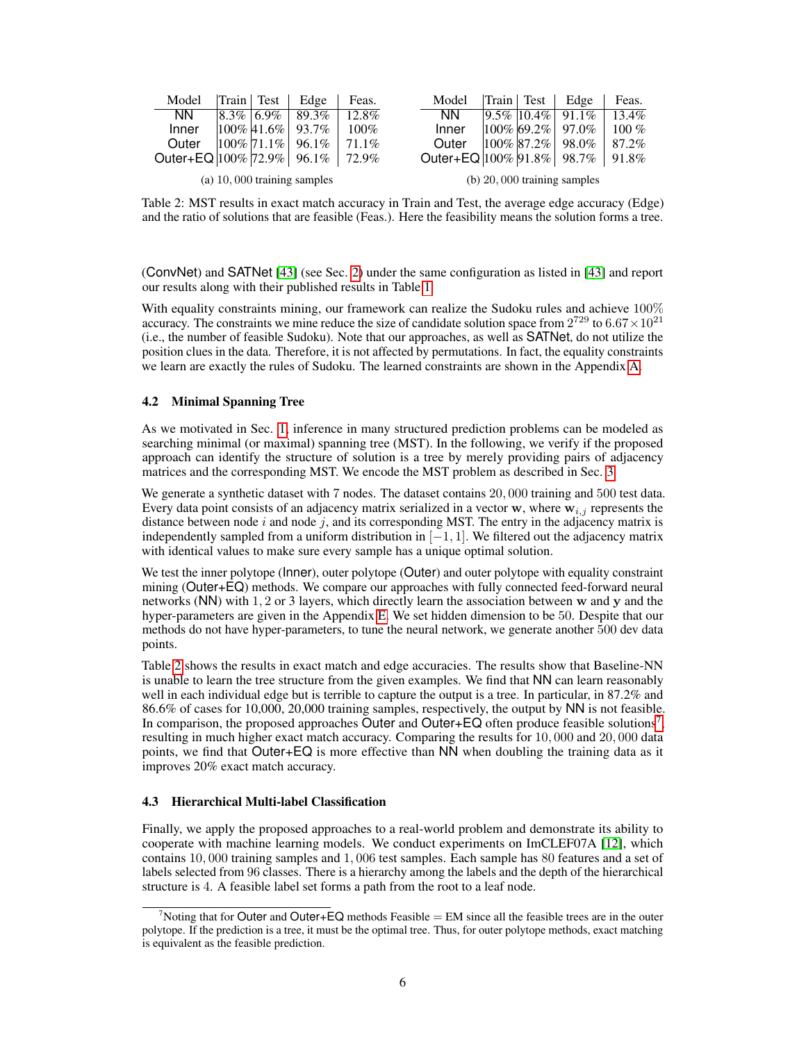| Model | Train | Test | Edge | Feas. |
|---|---|---|---|---|
| NN | 8.3% | 6.9% | 89.3% | 12.8% |
| Inner | 100% | 41.6% | 93.7% | 100% |
| Outer | 100% | 71.1% | 96.1% | 71.1% |
| Outer+EQ | 100% | 72.9% | 96.1% | 72.9% |

(a) 10,000 training samples

| Model | Train | Test | Edge | Feas. |
|---|---|---|---|---|
| NN | 9.5% | 10.4% | 91.1% | 13.4% |
| Inner | 100% | 69.2% | 97.0% | 100 % |
| Outer | 100% | 87.2% | 98.0% | 87.2% |
| Outer+EQ | 100% | 91.8% | 98.7% | 91.8% |

(b) 20,000 training samples

Table 2: MST results in exact match accuracy in Train and Test, the average edge accuracy (Edge) and the ratio of solutions that are feasible (Feas.). Here the feasibility means the solution forms a tree.

(ConvNet) and SATNet [43] (see Sec. 2) under the same configuration as listed in [43] and report our results along with their published results in Table 1.

With equality constraints mining, our framework can realize the Sudoku rules and achieve 100% accuracy. The constraints we mine reduce the size of candidate solution space from $2^{729}$ to $6.67 \times 10^{21}$ (i.e., the number of feasible Sudoku). Note that our approaches, as well as SATNet, do not utilize the position clues in the data. Therefore, it is not affected by permutations. In fact, the equality constraints we learn are exactly the rules of Sudoku. The learned constraints are shown in the Appendix A.

### 4.2 Minimal Spanning Tree

As we motivated in Sec. 1, inference in many structured prediction problems can be modeled as searching minimal (or maximal) spanning tree (MST). In the following, we verify if the proposed approach can identify the structure of solution is a tree by merely providing pairs of adjacency matrices and the corresponding MST. We encode the MST problem as described in Sec. 3.

We generate a synthetic dataset with 7 nodes. The dataset contains 20,000 training and 500 test data. Every data point consists of an adjacency matrix serialized in a vector $\mathbf{w}$, where $\mathbf{w}_{i,j}$ represents the distance between node $i$ and node $j$, and its corresponding MST. The entry in the adjacency matrix is independently sampled from a uniform distribution in $[-1, 1]$. We filtered out the adjacency matrix with identical values to make sure every sample has a unique optimal solution.

We test the inner polytope (Inner), outer polytope (Outer) and outer polytope with equality constraint mining (Outer+EQ) methods. We compare our approaches with fully connected feed-forward neural networks (NN) with 1, 2 or 3 layers, which directly learn the association between $\mathbf{w}$ and $\mathbf{y}$ and the hyper-parameters are given in the Appendix E. We set hidden dimension to be 50. Despite that our methods do not have hyper-parameters, to tune the neural network, we generate another 500 dev data points.

Table 2 shows the results in exact match and edge accuracies. The results show that Baseline-NN is unable to learn the tree structure from the given examples. We find that NN can learn reasonably well in each individual edge but is terrible to capture the output is a tree. In particular, in 87.2% and 86.6% of cases for 10,000, 20,000 training samples, respectively, the output by NN is not feasible. In comparison, the proposed approaches Outer and Outer+EQ often produce feasible solutions[7], resulting in much higher exact match accuracy. Comparing the results for 10,000 and 20,000 data points, we find that Outer+EQ is more effective than NN when doubling the training data as it improves 20% exact match accuracy.

### 4.3 Hierarchical Multi-label Classification

Finally, we apply the proposed approaches to a real-world problem and demonstrate its ability to cooperate with machine learning models. We conduct experiments on ImCLEF07A [12], which contains 10,000 training samples and 1,006 test samples. Each sample has 80 features and a set of labels selected from 96 classes. There is a hierarchy among the labels and the depth of the hierarchical structure is 4. A feasible label set forms a path from the root to a leaf node.

[7] Noting that for Outer and Outer+EQ methods Feasible = EM since all the feasible trees are in the outer polytope. If the prediction is a tree, it must be the optimal tree. Thus, for outer polytope methods, exact matching is equivalent as the feasible prediction.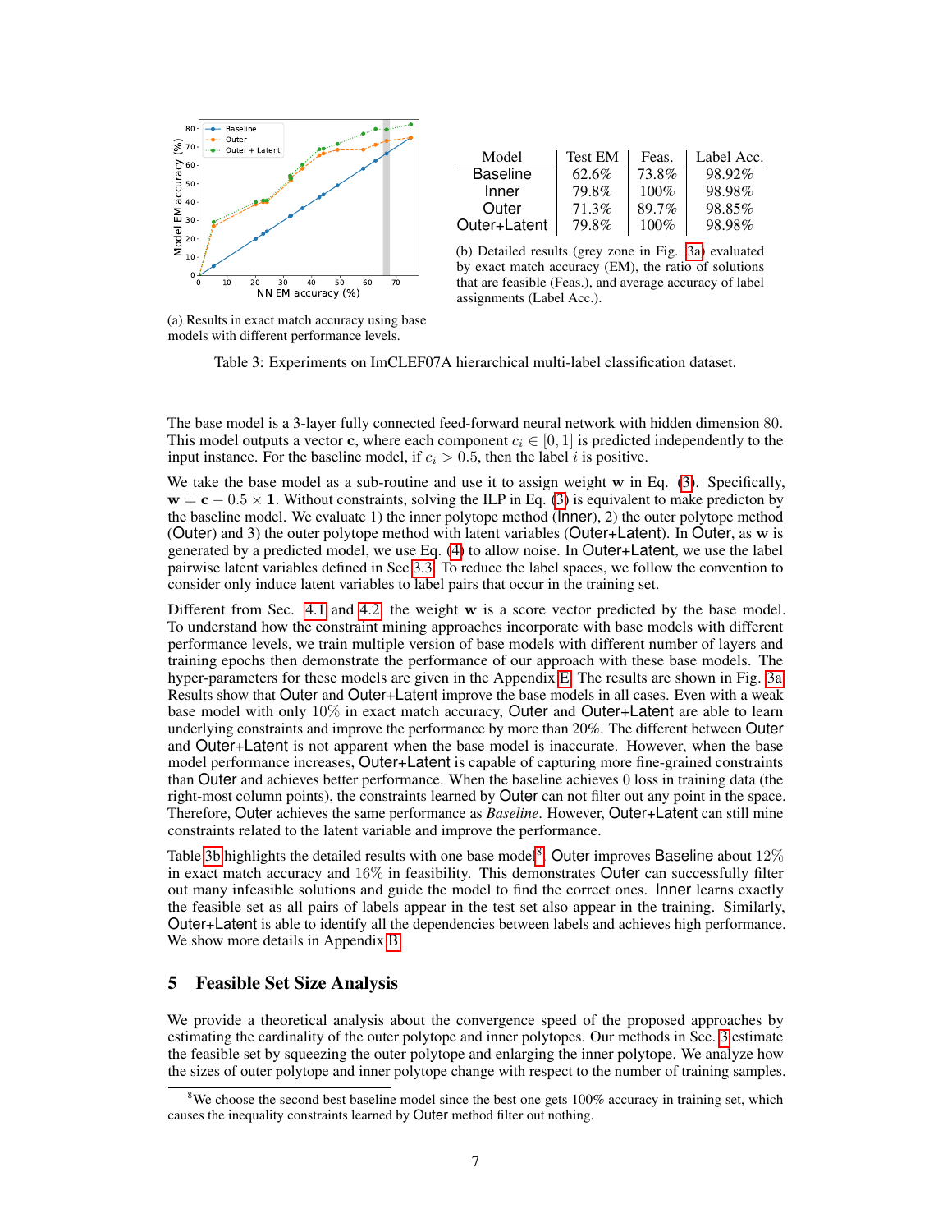(a) Results in exact match accuracy using base models with different performance levels.

| Model | Test EM | Feas. | Label Acc. |
|---|---|---|---|
| Baseline | 62.6% | 73.8% | 98.92% |
| Inner | 79.8% | 100% | 98.98% |
| Outer | 71.3% | 89.7% | 98.85% |
| Outer+Latent | 79.8% | 100% | 98.98% |

(b) Detailed results (grey zone in Fig. 3a) evaluated by exact match accuracy (EM), the ratio of solutions that are feasible (Feas.), and average accuracy of label assignments (Label Acc.).

Table 3: Experiments on ImCLEF07A hierarchical multi-label classification dataset.

The base model is a 3-layer fully connected feed-forward neural network with hidden dimension 80. This model outputs a vector $\mathbf{c}$, where each component $c_i \in [0, 1]$ is predicted independently to the input instance. For the baseline model, if $c_i > 0.5$, then the label $i$ is positive.

We take the base model as a sub-routine and use it to assign weight $\mathbf{w}$ in Eq. (3). Specifically, $\mathbf{w} = \mathbf{c} - 0.5 \times \mathbf{1}$. Without constraints, solving the ILP in Eq. (3) is equivalent to make predicton by the baseline model. We evaluate 1) the inner polytope method (Inner), 2) the outer polytope method (Outer) and 3) the outer polytope method with latent variables (Outer+Latent). In Outer, as $\mathbf{w}$ is generated by a predicted model, we use Eq. (4) to allow noise. In Outer+Latent, we use the label pairwise latent variables defined in Sec 3.3. To reduce the label spaces, we follow the convention to consider only induce latent variables to label pairs that occur in the training set.

Different from Sec. 4.1 and 4.2, the weight $\mathbf{w}$ is a score vector predicted by the base model. To understand how the constraint mining approaches incorporate with base models with different performance levels, we train multiple version of base models with different number of layers and training epochs then demonstrate the performance of our approach with these base models. The hyper-parameters for these models are given in the Appendix E. The results are shown in Fig. 3a. Results show that Outer and Outer+Latent improve the base models in all cases. Even with a weak base model with only $10\%$ in exact match accuracy, Outer and Outer+Latent are able to learn underlying constraints and improve the performance by more than 20%. The different between Outer and Outer+Latent is not apparent when the base model is inaccurate. However, when the base model performance increases, Outer+Latent is capable of capturing more fine-grained constraints than Outer and achieves better performance. When the baseline achieves 0 loss in training data (the right-most column points), the constraints learned by Outer can not filter out any point in the space. Therefore, Outer achieves the same performance as *Baseline*. However, Outer+Latent can still mine constraints related to the latent variable and improve the performance.

Table 3b highlights the detailed results with one base model[8]. Outer improves Baseline about $12\%$ in exact match accuracy and $16\%$ in feasibility. This demonstrates Outer can successfully filter out many infeasible solutions and guide the model to find the correct ones. Inner learns exactly the feasible set as all pairs of labels appear in the test set also appear in the training. Similarly, Outer+Latent is able to identify all the dependencies between labels and achieves high performance. We show more details in Appendix B.

# 5 Feasible Set Size Analysis

We provide a theoretical analysis about the convergence speed of the proposed approaches by estimating the cardinality of the outer polytope and inner polytopes. Our methods in Sec. 3 estimate the feasible set by squeezing the outer polytope and enlarging the inner polytope. We analyze how the sizes of outer polytope and inner polytope change with respect to the number of training samples.

[8] We choose the second best baseline model since the best one gets 100% accuracy in training set, which causes the inequality constraints learned by Outer method filter out nothing.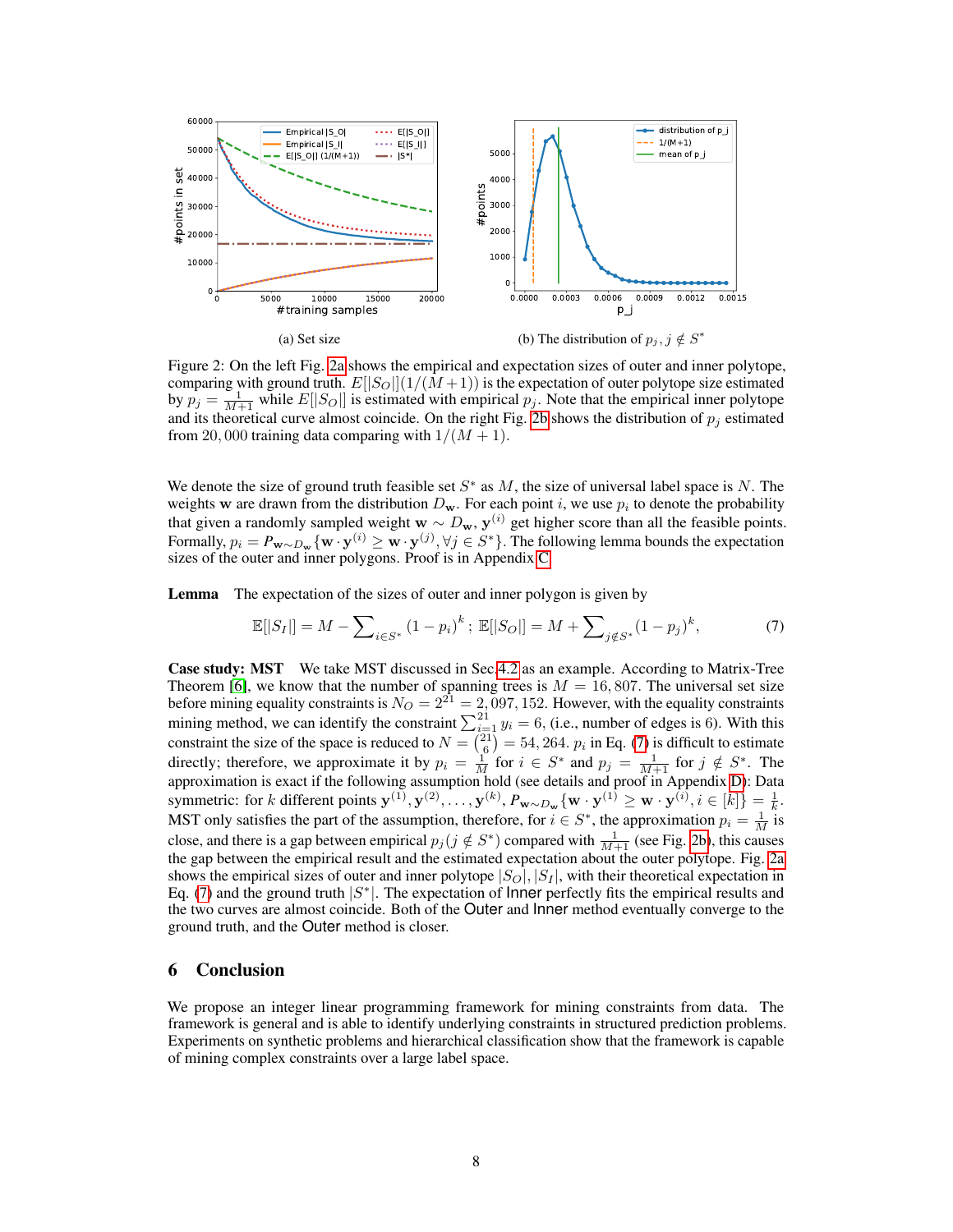(a) Set size

(b) The distribution of $p_j, j \notin S^*$

Figure 2: On the left Fig. 2a shows the empirical and expectation sizes of outer and inner polytope, comparing with ground truth. $E[|S_O|](1/(M+1))$ is the expectation of outer polytope size estimated by $p_j = \frac{1}{M+1}$ while $E[|S_O|]$ is estimated with empirical $p_j$. Note that the empirical inner polytope and its theoretical curve almost coincide. On the right Fig. 2b shows the distribution of $p_j$ estimated from 20,000 training data comparing with $1/(M+1)$.

We denote the size of ground truth feasible set $S^*$ as $M$, the size of universal label space is $N$. The weights $\mathbf{w}$ are drawn from the distribution $D_{\mathbf{w}}$. For each point $i$, we use $p_i$ to denote the probability that given a randomly sampled weight $\mathbf{w} \sim D_{\mathbf{w}}$, $\mathbf{y}^{(i)}$ get higher score than all the feasible points. Formally, $p_i = P_{\mathbf{w} \sim D_{\mathbf{w}}}\{\mathbf{w} \cdot \mathbf{y}^{(i)} \geq \mathbf{w} \cdot \mathbf{y}^{(j)}, \forall j \in S^*\}$. The following lemma bounds the expectation sizes of the outer and inner polygons. Proof is in Appendix C.

**Lemma** The expectation of the sizes of outer and inner polygon is given by

$$\mathbb{E}[|S_I|] = M - \sum_{i \in S^*} (1 - p_i)^k \,;\ \mathbb{E}[|S_O|] = M + \sum_{j \notin S^*} (1 - p_j)^k, \tag{7}$$

**Case study: MST** We take MST discussed in Sec 4.2 as an example. According to Matrix-Tree Theorem [6], we know that the number of spanning trees is $M = 16,807$. The universal set size before mining equality constraints is $N_O = 2^{21} = 2,097,152$. However, with the equality constraints mining method, we can identify the constraint $\sum_{i=1}^{21} y_i = 6$, (i.e., number of edges is 6). With this constraint the size of the space is reduced to $N = \binom{21}{6} = 54,264$. $p_i$ in Eq. (7) is difficult to estimate directly; therefore, we approximate it by $p_i = \frac{1}{M}$ for $i \in S^*$ and $p_j = \frac{1}{M+1}$ for $j \notin S^*$. The approximation is exact if the following assumption hold (see details and proof in Appendix D): Data symmetric: for $k$ different points $\mathbf{y}^{(1)}, \mathbf{y}^{(2)}, \ldots, \mathbf{y}^{(k)}$, $P_{\mathbf{w} \sim D_{\mathbf{w}}}\{\mathbf{w} \cdot \mathbf{y}^{(1)} \geq \mathbf{w} \cdot \mathbf{y}^{(i)}, i \in [k]\} = \frac{1}{k}$. MST only satisfies the part of the assumption, therefore, for $i \in S^*$, the approximation $p_i = \frac{1}{M}$ is close, and there is a gap between empirical $p_j (j \notin S^*)$ compared with $\frac{1}{M+1}$ (see Fig. 2b), this causes the gap between the empirical result and the estimated expectation about the outer polytope. Fig. 2a shows the empirical sizes of outer and inner polytope $|S_O|, |S_I|$, with their theoretical expectation in Eq. (7) and the ground truth $|S^*|$. The expectation of Inner perfectly fits the empirical results and the two curves are almost coincide. Both of the Outer and Inner method eventually converge to the ground truth, and the Outer method is closer.

## 6 Conclusion

We propose an integer linear programming framework for mining constraints from data. The framework is general and is able to identify underlying constraints in structured prediction problems. Experiments on synthetic problems and hierarchical classification show that the framework is capable of mining complex constraints over a large label space.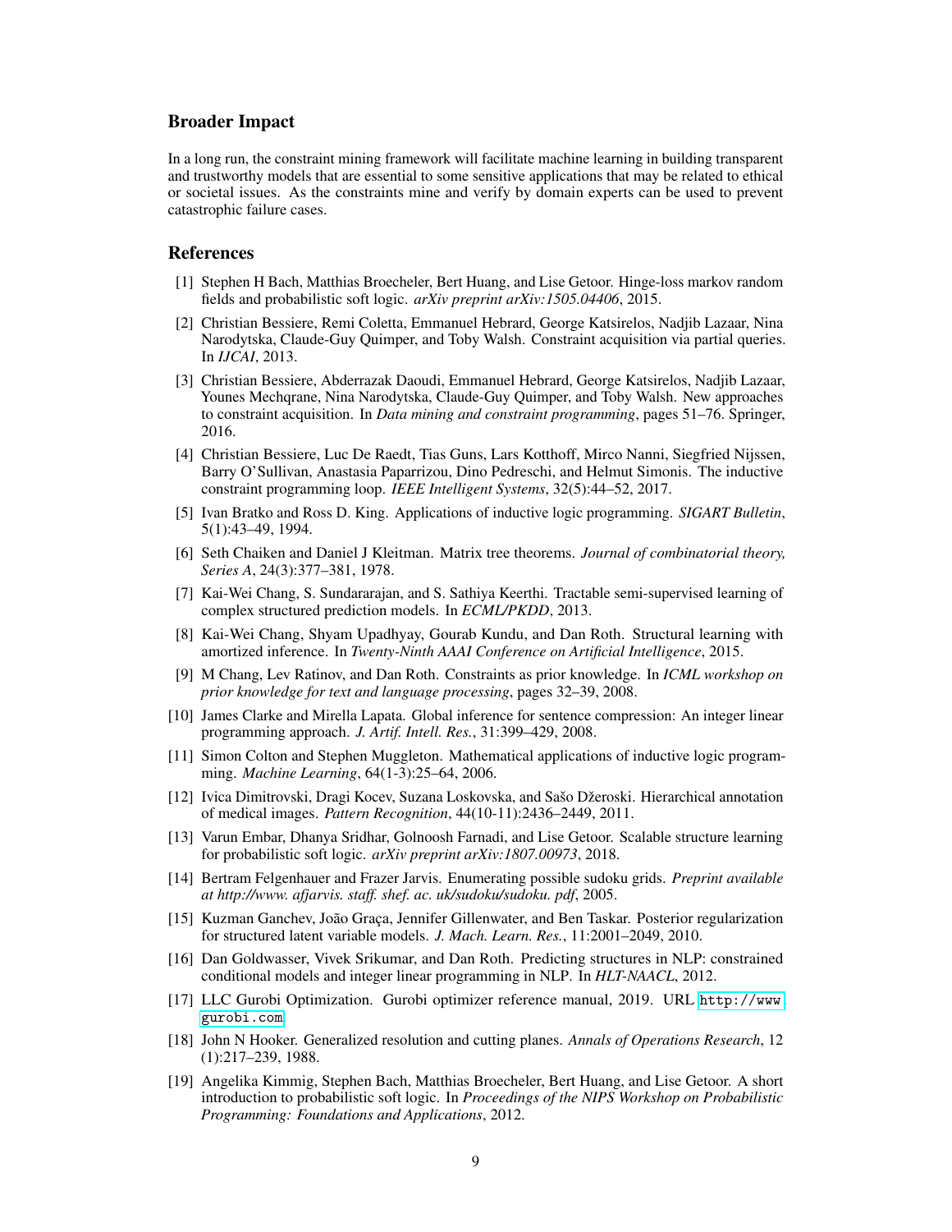## Broader Impact

In a long run, the constraint mining framework will facilitate machine learning in building transparent and trustworthy models that are essential to some sensitive applications that may be related to ethical or societal issues. As the constraints mine and verify by domain experts can be used to prevent catastrophic failure cases.

## References

[1] Stephen H Bach, Matthias Broecheler, Bert Huang, and Lise Getoor. Hinge-loss markov random fields and probabilistic soft logic. *arXiv preprint arXiv:1505.04406*, 2015.

[2] Christian Bessiere, Remi Coletta, Emmanuel Hebrard, George Katsirelos, Nadjib Lazaar, Nina Narodytska, Claude-Guy Quimper, and Toby Walsh. Constraint acquisition via partial queries. In *IJCAI*, 2013.

[3] Christian Bessiere, Abderrazak Daoudi, Emmanuel Hebrard, George Katsirelos, Nadjib Lazaar, Younes Mechqrane, Nina Narodytska, Claude-Guy Quimper, and Toby Walsh. New approaches to constraint acquisition. In *Data mining and constraint programming*, pages 51–76. Springer, 2016.

[4] Christian Bessiere, Luc De Raedt, Tias Guns, Lars Kotthoff, Mirco Nanni, Siegfried Nijssen, Barry O'Sullivan, Anastasia Paparrizou, Dino Pedreschi, and Helmut Simonis. The inductive constraint programming loop. *IEEE Intelligent Systems*, 32(5):44–52, 2017.

[5] Ivan Bratko and Ross D. King. Applications of inductive logic programming. *SIGART Bulletin*, 5(1):43–49, 1994.

[6] Seth Chaiken and Daniel J Kleitman. Matrix tree theorems. *Journal of combinatorial theory, Series A*, 24(3):377–381, 1978.

[7] Kai-Wei Chang, S. Sundararajan, and S. Sathiya Keerthi. Tractable semi-supervised learning of complex structured prediction models. In *ECML/PKDD*, 2013.

[8] Kai-Wei Chang, Shyam Upadhyay, Gourab Kundu, and Dan Roth. Structural learning with amortized inference. In *Twenty-Ninth AAAI Conference on Artificial Intelligence*, 2015.

[9] M Chang, Lev Ratinov, and Dan Roth. Constraints as prior knowledge. In *ICML workshop on prior knowledge for text and language processing*, pages 32–39, 2008.

[10] James Clarke and Mirella Lapata. Global inference for sentence compression: An integer linear programming approach. *J. Artif. Intell. Res.*, 31:399–429, 2008.

[11] Simon Colton and Stephen Muggleton. Mathematical applications of inductive logic programming. *Machine Learning*, 64(1-3):25–64, 2006.

[12] Ivica Dimitrovski, Dragi Kocev, Suzana Loskovska, and Sašo Džeroski. Hierarchical annotation of medical images. *Pattern Recognition*, 44(10-11):2436–2449, 2011.

[13] Varun Embar, Dhanya Sridhar, Golnoosh Farnadi, and Lise Getoor. Scalable structure learning for probabilistic soft logic. *arXiv preprint arXiv:1807.00973*, 2018.

[14] Bertram Felgenhauer and Frazer Jarvis. Enumerating possible sudoku grids. *Preprint available at http://www. afjarvis. staff. shef. ac. uk/sudoku/sudoku. pdf*, 2005.

[15] Kuzman Ganchev, João Graça, Jennifer Gillenwater, and Ben Taskar. Posterior regularization for structured latent variable models. *J. Mach. Learn. Res.*, 11:2001–2049, 2010.

[16] Dan Goldwasser, Vivek Srikumar, and Dan Roth. Predicting structures in NLP: constrained conditional models and integer linear programming in NLP. In *HLT-NAACL*, 2012.

[17] LLC Gurobi Optimization. Gurobi optimizer reference manual, 2019. URL http://www.gurobi.com.

[18] John N Hooker. Generalized resolution and cutting planes. *Annals of Operations Research*, 12 (1):217–239, 1988.

[19] Angelika Kimmig, Stephen Bach, Matthias Broecheler, Bert Huang, and Lise Getoor. A short introduction to probabilistic soft logic. In *Proceedings of the NIPS Workshop on Probabilistic Programming: Foundations and Applications*, 2012.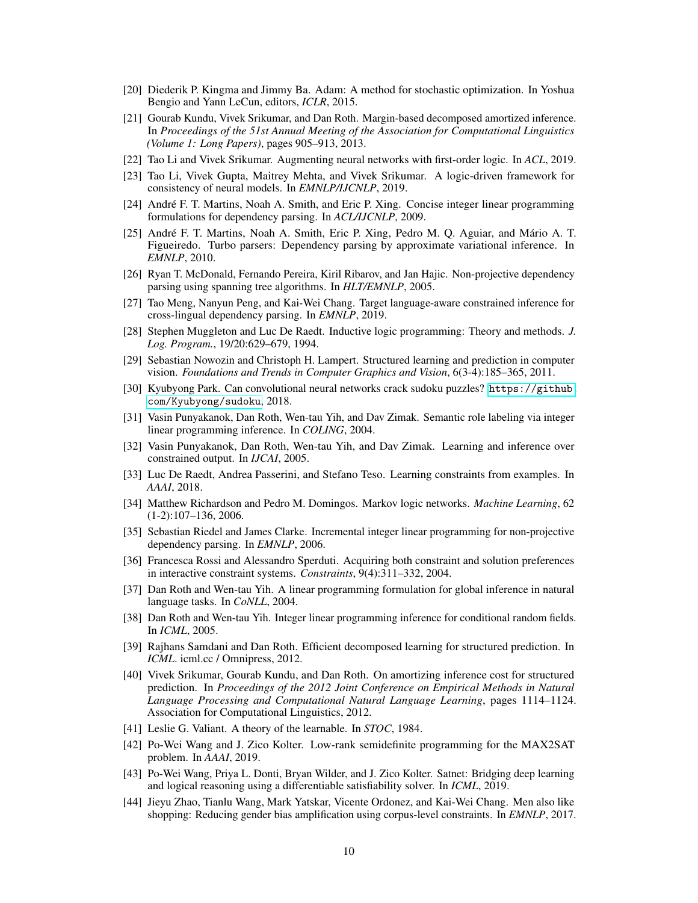[20] Diederik P. Kingma and Jimmy Ba. Adam: A method for stochastic optimization. In Yoshua Bengio and Yann LeCun, editors, *ICLR*, 2015.

[21] Gourab Kundu, Vivek Srikumar, and Dan Roth. Margin-based decomposed amortized inference. In *Proceedings of the 51st Annual Meeting of the Association for Computational Linguistics (Volume 1: Long Papers)*, pages 905–913, 2013.

[22] Tao Li and Vivek Srikumar. Augmenting neural networks with first-order logic. In *ACL*, 2019.

[23] Tao Li, Vivek Gupta, Maitrey Mehta, and Vivek Srikumar. A logic-driven framework for consistency of neural models. In *EMNLP/IJCNLP*, 2019.

[24] André F. T. Martins, Noah A. Smith, and Eric P. Xing. Concise integer linear programming formulations for dependency parsing. In *ACL/IJCNLP*, 2009.

[25] André F. T. Martins, Noah A. Smith, Eric P. Xing, Pedro M. Q. Aguiar, and Mário A. T. Figueiredo. Turbo parsers: Dependency parsing by approximate variational inference. In *EMNLP*, 2010.

[26] Ryan T. McDonald, Fernando Pereira, Kiril Ribarov, and Jan Hajic. Non-projective dependency parsing using spanning tree algorithms. In *HLT/EMNLP*, 2005.

[27] Tao Meng, Nanyun Peng, and Kai-Wei Chang. Target language-aware constrained inference for cross-lingual dependency parsing. In *EMNLP*, 2019.

[28] Stephen Muggleton and Luc De Raedt. Inductive logic programming: Theory and methods. *J. Log. Program.*, 19/20:629–679, 1994.

[29] Sebastian Nowozin and Christoph H. Lampert. Structured learning and prediction in computer vision. *Foundations and Trends in Computer Graphics and Vision*, 6(3-4):185–365, 2011.

[30] Kyubyong Park. Can convolutional neural networks crack sudoku puzzles? `https://github.com/Kyubyong/sudoku`, 2018.

[31] Vasin Punyakanok, Dan Roth, Wen-tau Yih, and Dav Zimak. Semantic role labeling via integer linear programming inference. In *COLING*, 2004.

[32] Vasin Punyakanok, Dan Roth, Wen-tau Yih, and Dav Zimak. Learning and inference over constrained output. In *IJCAI*, 2005.

[33] Luc De Raedt, Andrea Passerini, and Stefano Teso. Learning constraints from examples. In *AAAI*, 2018.

[34] Matthew Richardson and Pedro M. Domingos. Markov logic networks. *Machine Learning*, 62 (1-2):107–136, 2006.

[35] Sebastian Riedel and James Clarke. Incremental integer linear programming for non-projective dependency parsing. In *EMNLP*, 2006.

[36] Francesca Rossi and Alessandro Sperduti. Acquiring both constraint and solution preferences in interactive constraint systems. *Constraints*, 9(4):311–332, 2004.

[37] Dan Roth and Wen-tau Yih. A linear programming formulation for global inference in natural language tasks. In *CoNLL*, 2004.

[38] Dan Roth and Wen-tau Yih. Integer linear programming inference for conditional random fields. In *ICML*, 2005.

[39] Rajhans Samdani and Dan Roth. Efficient decomposed learning for structured prediction. In *ICML*. icml.cc / Omnipress, 2012.

[40] Vivek Srikumar, Gourab Kundu, and Dan Roth. On amortizing inference cost for structured prediction. In *Proceedings of the 2012 Joint Conference on Empirical Methods in Natural Language Processing and Computational Natural Language Learning*, pages 1114–1124. Association for Computational Linguistics, 2012.

[41] Leslie G. Valiant. A theory of the learnable. In *STOC*, 1984.

[42] Po-Wei Wang and J. Zico Kolter. Low-rank semidefinite programming for the MAX2SAT problem. In *AAAI*, 2019.

[43] Po-Wei Wang, Priya L. Donti, Bryan Wilder, and J. Zico Kolter. Satnet: Bridging deep learning and logical reasoning using a differentiable satisfiability solver. In *ICML*, 2019.

[44] Jieyu Zhao, Tianlu Wang, Mark Yatskar, Vicente Ordonez, and Kai-Wei Chang. Men also like shopping: Reducing gender bias amplification using corpus-level constraints. In *EMNLP*, 2017.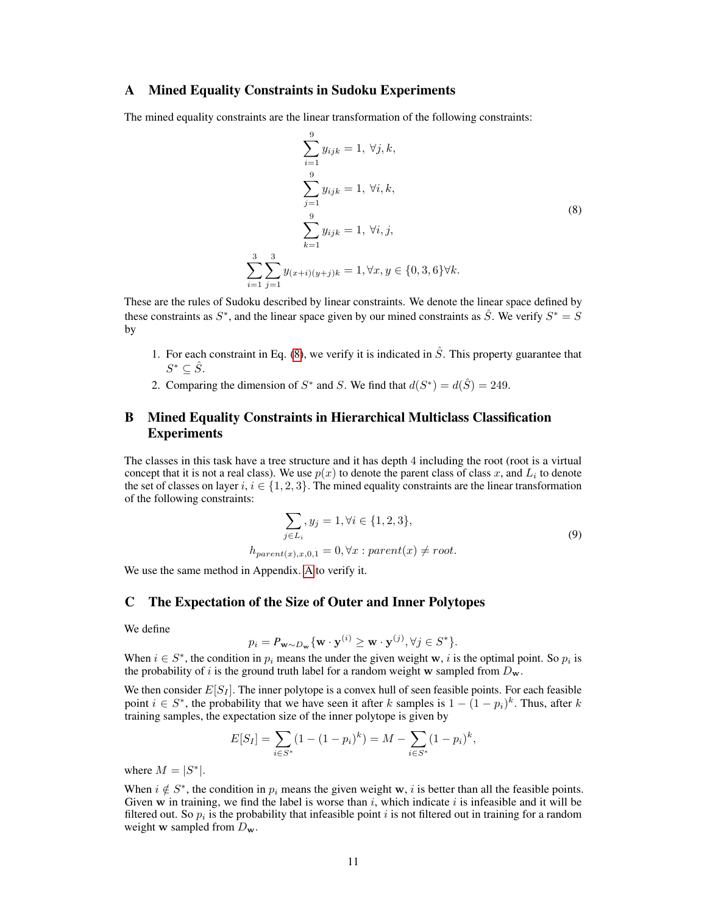## A Mined Equality Constraints in Sudoku Experiments

The mined equality constraints are the linear transformation of the following constraints:

$$
\begin{aligned}
\sum_{i=1}^{9} y_{ijk} &= 1, \ \forall j, k, \\
\sum_{j=1}^{9} y_{ijk} &= 1, \ \forall i, k, \\
\sum_{k=1}^{9} y_{ijk} &= 1, \ \forall i, j, \\
\sum_{i=1}^{3} \sum_{j=1}^{3} y_{(x+i)(y+j)k} &= 1, \forall x, y \in \{0, 3, 6\} \forall k.
\end{aligned}
\tag{8}
$$

These are the rules of Sudoku described by linear constraints. We denote the linear space defined by these constraints as $S^*$, and the linear space given by our mined constraints as $\hat{S}$. We verify $S^* = S$ by

1. For each constraint in Eq. (8), we verify it is indicated in $\hat{S}$. This property guarantee that $S^* \subseteq \hat{S}$.
2. Comparing the dimension of $S^*$ and $S$. We find that $d(S^*) = d(\hat{S}) = 249$.

## B Mined Equality Constraints in Hierarchical Multiclass Classification Experiments

The classes in this task have a tree structure and it has depth 4 including the root (root is a virtual concept that it is not a real class). We use $p(x)$ to denote the parent class of class $x$, and $L_i$ to denote the set of classes on layer $i$, $i \in \{1, 2, 3\}$. The mined equality constraints are the linear transformation of the following constraints:

$$
\begin{aligned}
\sum_{j \in L_i}, y_j &= 1, \forall i \in \{1, 2, 3\}, \\
h_{parent(x), x, 0, 1} &= 0, \forall x : parent(x) \neq root.
\end{aligned}
\tag{9}
$$

We use the same method in Appendix. A to verify it.

## C The Expectation of the Size of Outer and Inner Polytopes

We define

$$
p_i = P_{\mathbf{w} \sim D_\mathbf{w}} \{\mathbf{w} \cdot \mathbf{y}^{(i)} \geq \mathbf{w} \cdot \mathbf{y}^{(j)}, \forall j \in S^*\}.
$$

When $i \in S^*$, the condition in $p_i$ means the under the given weight $\mathbf{w}$, $i$ is the optimal point. So $p_i$ is the probability of $i$ is the ground truth label for a random weight $\mathbf{w}$ sampled from $D_\mathbf{w}$.

We then consider $E[S_I]$. The inner polytope is a convex hull of seen feasible points. For each feasible point $i \in S^*$, the probability that we have seen it after $k$ samples is $1 - (1 - p_i)^k$. Thus, after $k$ training samples, the expectation size of the inner polytope is given by

$$
E[S_I] = \sum_{i \in S^*} (1 - (1 - p_i)^k) = M - \sum_{i \in S^*} (1 - p_i)^k,
$$

where $M = |S^*|$.

When $i \notin S^*$, the condition in $p_i$ means the given weight $\mathbf{w}$, $i$ is better than all the feasible points. Given $\mathbf{w}$ in training, we find the label is worse than $i$, which indicate $i$ is infeasible and it will be filtered out. So $p_i$ is the probability that infeasible point $i$ is not filtered out in training for a random weight $\mathbf{w}$ sampled from $D_\mathbf{w}$.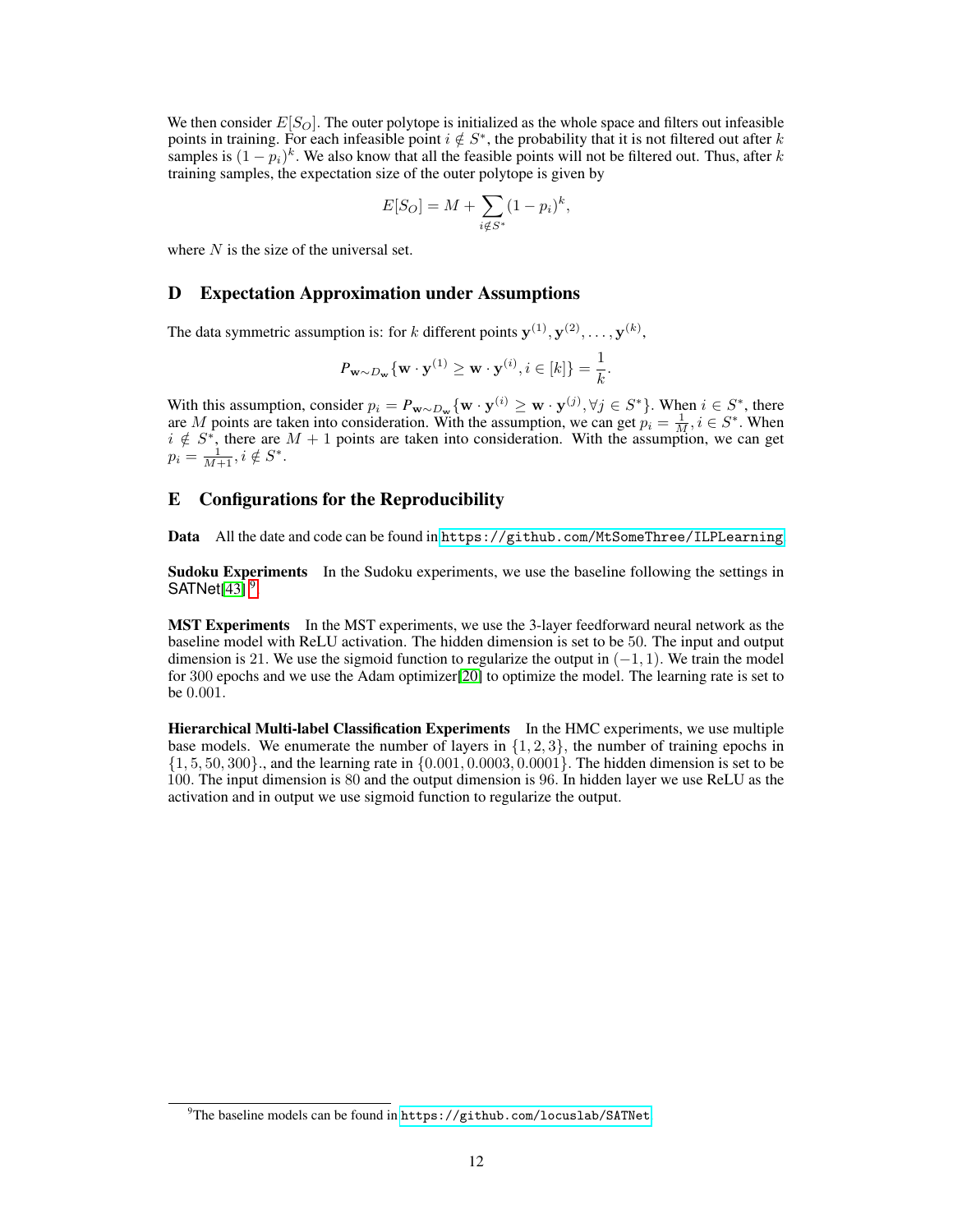We then consider $E[S_O]$. The outer polytope is initialized as the whole space and filters out infeasible points in training. For each infeasible point $i \notin S^*$, the probability that it is not filtered out after $k$ samples is $(1 - p_i)^k$. We also know that all the feasible points will not be filtered out. Thus, after $k$ training samples, the expectation size of the outer polytope is given by

$$E[S_O] = M + \sum_{i \notin S^*} (1 - p_i)^k,$$

where $N$ is the size of the universal set.

## D Expectation Approximation under Assumptions

The data symmetric assumption is: for $k$ different points $\mathbf{y}^{(1)}, \mathbf{y}^{(2)}, \ldots, \mathbf{y}^{(k)}$,

$$P_{\mathbf{w} \sim D_{\mathbf{w}}} \{\mathbf{w} \cdot \mathbf{y}^{(1)} \geq \mathbf{w} \cdot \mathbf{y}^{(i)}, i \in [k]\} = \frac{1}{k}.$$

With this assumption, consider $p_i = P_{\mathbf{w} \sim D_{\mathbf{w}}} \{\mathbf{w} \cdot \mathbf{y}^{(i)} \geq \mathbf{w} \cdot \mathbf{y}^{(j)}, \forall j \in S^*\}$. When $i \in S^*$, there are $M$ points are taken into consideration. With the assumption, we can get $p_i = \frac{1}{M}, i \in S^*$. When $i \notin S^*$, there are $M + 1$ points are taken into consideration. With the assumption, we can get $p_i = \frac{1}{M+1}, i \notin S^*$.

## E Configurations for the Reproducibility

**Data** All the date and code can be found in `https://github.com/MtSomeThree/ILPLearning`

**Sudoku Experiments** In the Sudoku experiments, we use the baseline following the settings in SATNet[43] [9]

**MST Experiments** In the MST experiments, we use the 3-layer feedforward neural network as the baseline model with ReLU activation. The hidden dimension is set to be 50. The input and output dimension is 21. We use the sigmoid function to regularize the output in $(-1, 1)$. We train the model for 300 epochs and we use the Adam optimizer[20] to optimize the model. The learning rate is set to be 0.001.

**Hierarchical Multi-label Classification Experiments** In the HMC experiments, we use multiple base models. We enumerate the number of layers in $\{1, 2, 3\}$, the number of training epochs in $\{1, 5, 50, 300\}$., and the learning rate in $\{0.001, 0.0003, 0.0001\}$. The hidden dimension is set to be 100. The input dimension is 80 and the output dimension is 96. In hidden layer we use ReLU as the activation and in output we use sigmoid function to regularize the output.

[9] The baseline models can be found in `https://github.com/locuslab/SATNet`